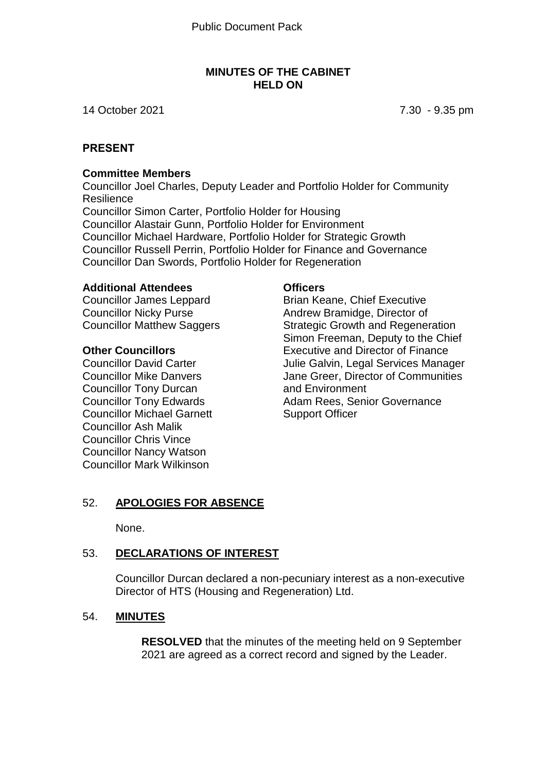Public Document Pack

# MINUTES OF THE CABINET HELD ON

14 October 2021 7.30 - 9.35 pm

## PRESENT

**Committee Members**

Councillor Joel Charles, Deputy Leader and Portfolio Holder for Community Resilience
Councillor Simon Carter, Portfolio Holder for Housing
Councillor Alastair Gunn, Portfolio Holder for Environment
Councillor Michael Hardware, Portfolio Holder for Strategic Growth
Councillor Russell Perrin, Portfolio Holder for Finance and Governance
Councillor Dan Swords, Portfolio Holder for Regeneration

**Additional Attendees**

Councillor James Leppard
Councillor Nicky Purse
Councillor Matthew Saggers

**Other Councillors**

Councillor David Carter
Councillor Mike Danvers
Councillor Tony Durcan
Councillor Tony Edwards
Councillor Michael Garnett
Councillor Ash Malik
Councillor Chris Vince
Councillor Nancy Watson
Councillor Mark Wilkinson

**Officers**

Brian Keane, Chief Executive
Andrew Bramidge, Director of Strategic Growth and Regeneration
Simon Freeman, Deputy to the Chief Executive and Director of Finance
Julie Galvin, Legal Services Manager
Jane Greer, Director of Communities and Environment
Adam Rees, Senior Governance Support Officer

## 52. APOLOGIES FOR ABSENCE

None.

## 53. DECLARATIONS OF INTEREST

Councillor Durcan declared a non-pecuniary interest as a non-executive Director of HTS (Housing and Regeneration) Ltd.

## 54. MINUTES

**RESOLVED** that the minutes of the meeting held on 9 September 2021 are agreed as a correct record and signed by the Leader.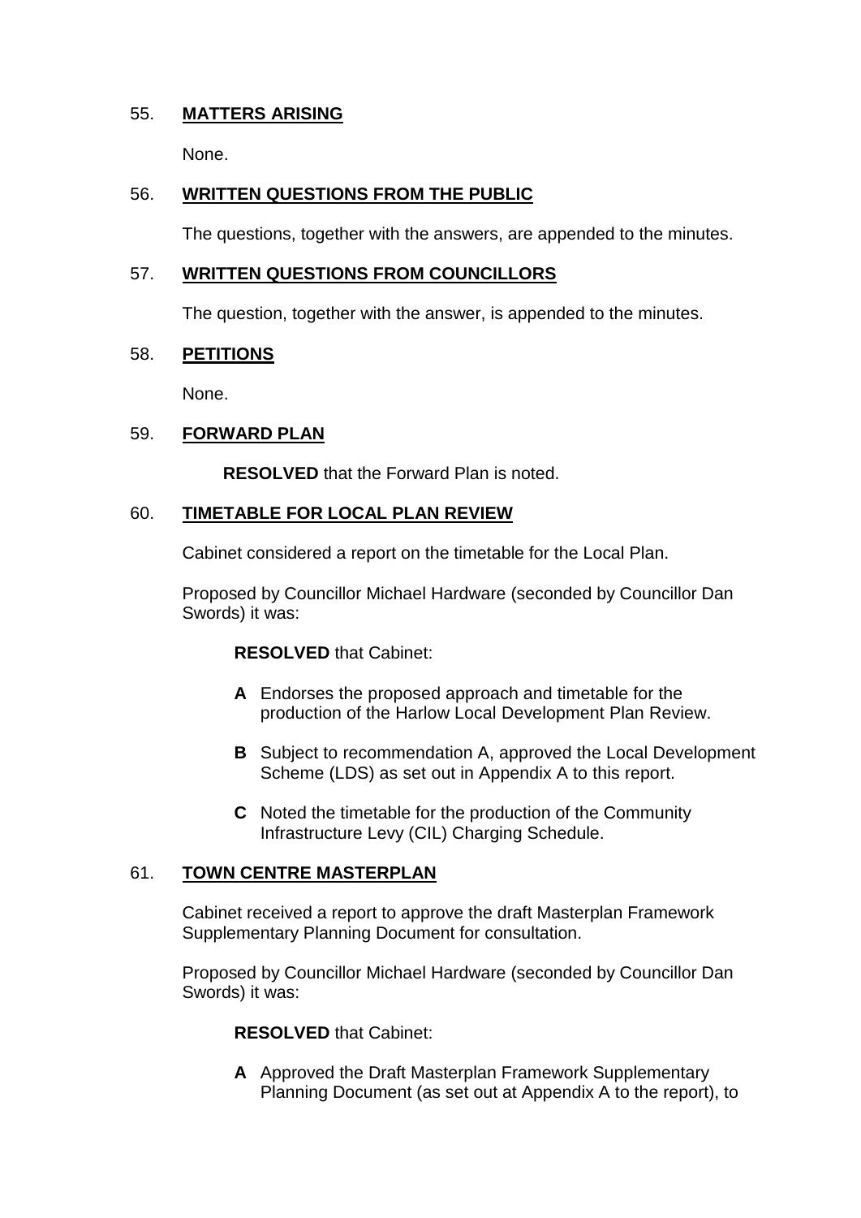## 55. **MATTERS ARISING**

None.

## 56. **WRITTEN QUESTIONS FROM THE PUBLIC**

The questions, together with the answers, are appended to the minutes.

## 57. **WRITTEN QUESTIONS FROM COUNCILLORS**

The question, together with the answer, is appended to the minutes.

## 58. **PETITIONS**

None.

## 59. **FORWARD PLAN**

**RESOLVED** that the Forward Plan is noted.

## 60. **TIMETABLE FOR LOCAL PLAN REVIEW**

Cabinet considered a report on the timetable for the Local Plan.

Proposed by Councillor Michael Hardware (seconded by Councillor Dan Swords) it was:

**RESOLVED** that Cabinet:

- **A** Endorses the proposed approach and timetable for the production of the Harlow Local Development Plan Review.
- **B** Subject to recommendation A, approved the Local Development Scheme (LDS) as set out in Appendix A to this report.
- **C** Noted the timetable for the production of the Community Infrastructure Levy (CIL) Charging Schedule.

## 61. **TOWN CENTRE MASTERPLAN**

Cabinet received a report to approve the draft Masterplan Framework Supplementary Planning Document for consultation.

Proposed by Councillor Michael Hardware (seconded by Councillor Dan Swords) it was:

**RESOLVED** that Cabinet:

- **A** Approved the Draft Masterplan Framework Supplementary Planning Document (as set out at Appendix A to the report), to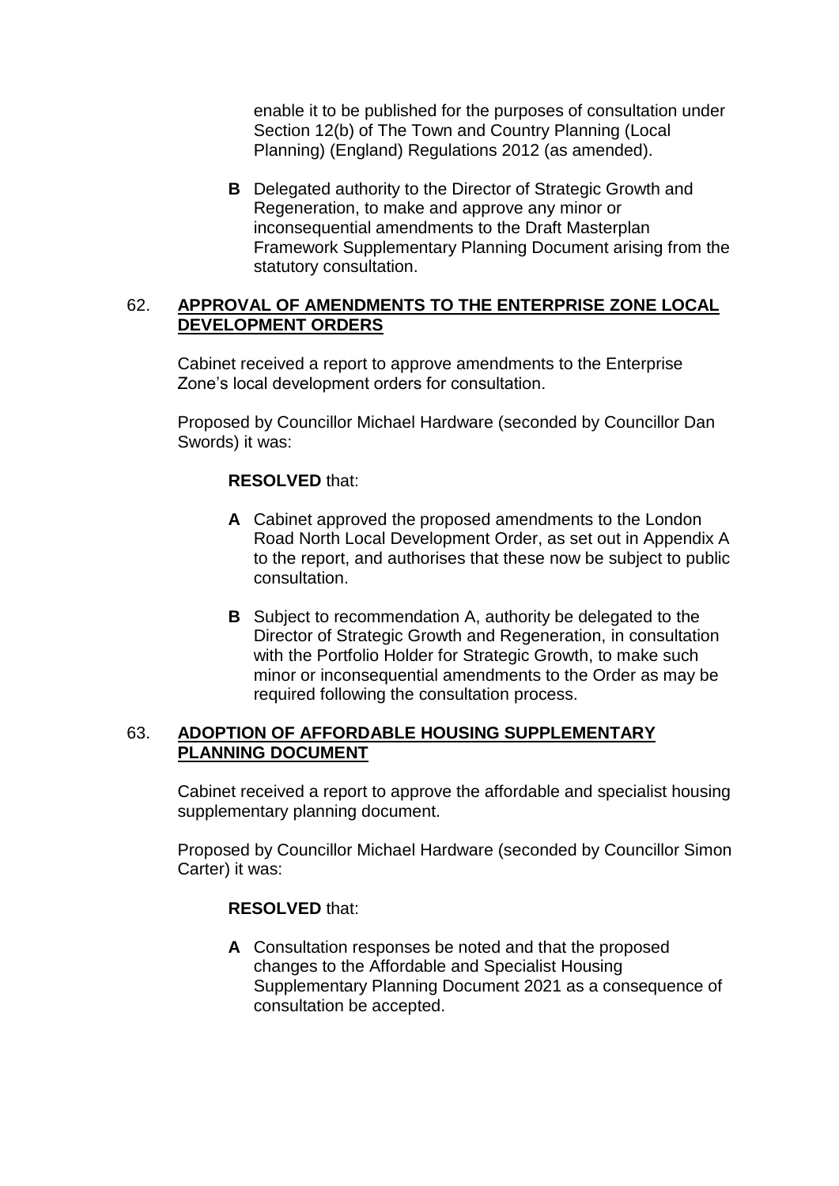enable it to be published for the purposes of consultation under Section 12(b) of The Town and Country Planning (Local Planning) (England) Regulations 2012 (as amended).

**B** Delegated authority to the Director of Strategic Growth and Regeneration, to make and approve any minor or inconsequential amendments to the Draft Masterplan Framework Supplementary Planning Document arising from the statutory consultation.

## 62. APPROVAL OF AMENDMENTS TO THE ENTERPRISE ZONE LOCAL DEVELOPMENT ORDERS

Cabinet received a report to approve amendments to the Enterprise Zone's local development orders for consultation.

Proposed by Councillor Michael Hardware (seconded by Councillor Dan Swords) it was:

**RESOLVED** that:

**A** Cabinet approved the proposed amendments to the London Road North Local Development Order, as set out in Appendix A to the report, and authorises that these now be subject to public consultation.

**B** Subject to recommendation A, authority be delegated to the Director of Strategic Growth and Regeneration, in consultation with the Portfolio Holder for Strategic Growth, to make such minor or inconsequential amendments to the Order as may be required following the consultation process.

## 63. ADOPTION OF AFFORDABLE HOUSING SUPPLEMENTARY PLANNING DOCUMENT

Cabinet received a report to approve the affordable and specialist housing supplementary planning document.

Proposed by Councillor Michael Hardware (seconded by Councillor Simon Carter) it was:

**RESOLVED** that:

**A** Consultation responses be noted and that the proposed changes to the Affordable and Specialist Housing Supplementary Planning Document 2021 as a consequence of consultation be accepted.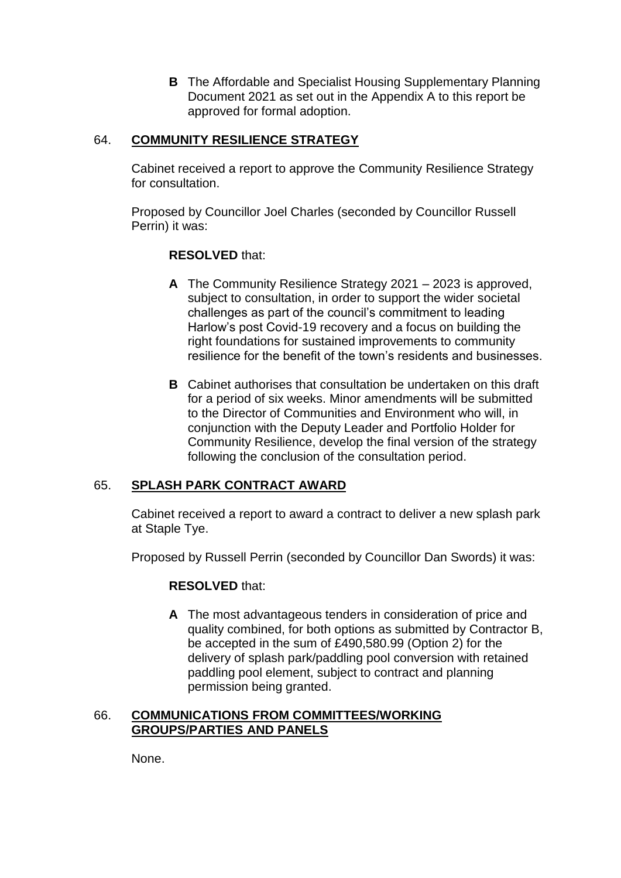**B** The Affordable and Specialist Housing Supplementary Planning Document 2021 as set out in the Appendix A to this report be approved for formal adoption.

## 64. **COMMUNITY RESILIENCE STRATEGY**

Cabinet received a report to approve the Community Resilience Strategy for consultation.

Proposed by Councillor Joel Charles (seconded by Councillor Russell Perrin) it was:

**RESOLVED** that:

**A** The Community Resilience Strategy 2021 – 2023 is approved, subject to consultation, in order to support the wider societal challenges as part of the council's commitment to leading Harlow's post Covid-19 recovery and a focus on building the right foundations for sustained improvements to community resilience for the benefit of the town's residents and businesses.

**B** Cabinet authorises that consultation be undertaken on this draft for a period of six weeks. Minor amendments will be submitted to the Director of Communities and Environment who will, in conjunction with the Deputy Leader and Portfolio Holder for Community Resilience, develop the final version of the strategy following the conclusion of the consultation period.

## 65. **SPLASH PARK CONTRACT AWARD**

Cabinet received a report to award a contract to deliver a new splash park at Staple Tye.

Proposed by Russell Perrin (seconded by Councillor Dan Swords) it was:

**RESOLVED** that:

**A** The most advantageous tenders in consideration of price and quality combined, for both options as submitted by Contractor B, be accepted in the sum of £490,580.99 (Option 2) for the delivery of splash park/paddling pool conversion with retained paddling pool element, subject to contract and planning permission being granted.

## 66. **COMMUNICATIONS FROM COMMITTEES/WORKING GROUPS/PARTIES AND PANELS**

None.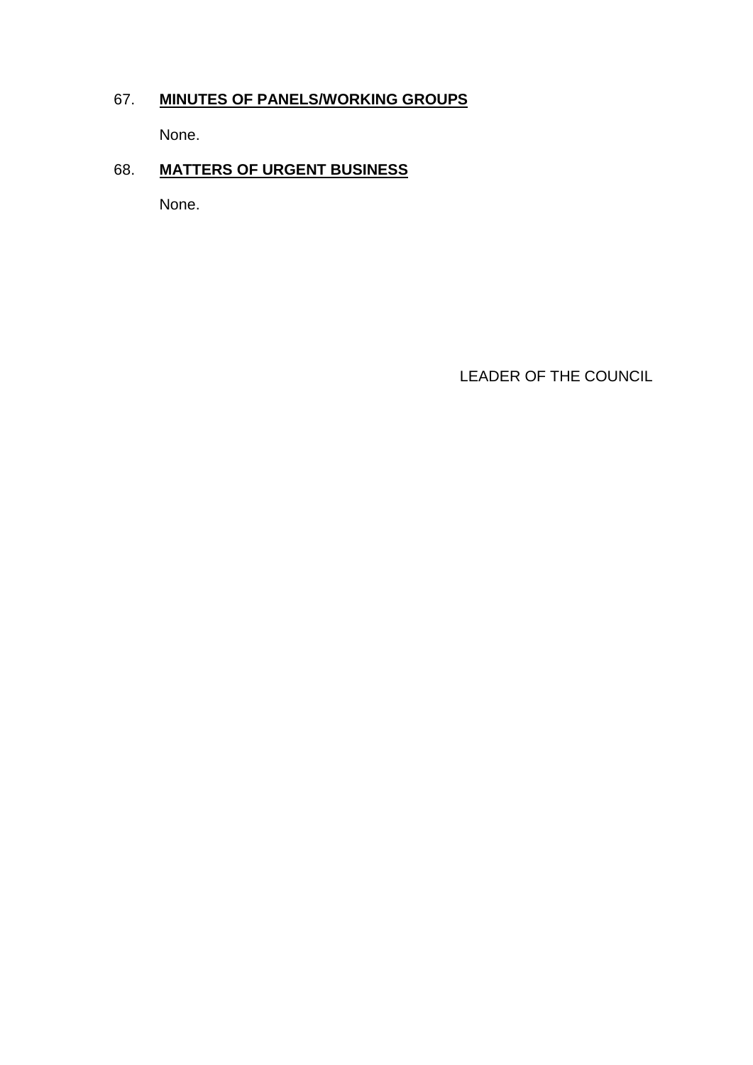67. **<u>MINUTES OF PANELS/WORKING GROUPS</u>**

None.

68. **<u>MATTERS OF URGENT BUSINESS</u>**

None.

LEADER OF THE COUNCIL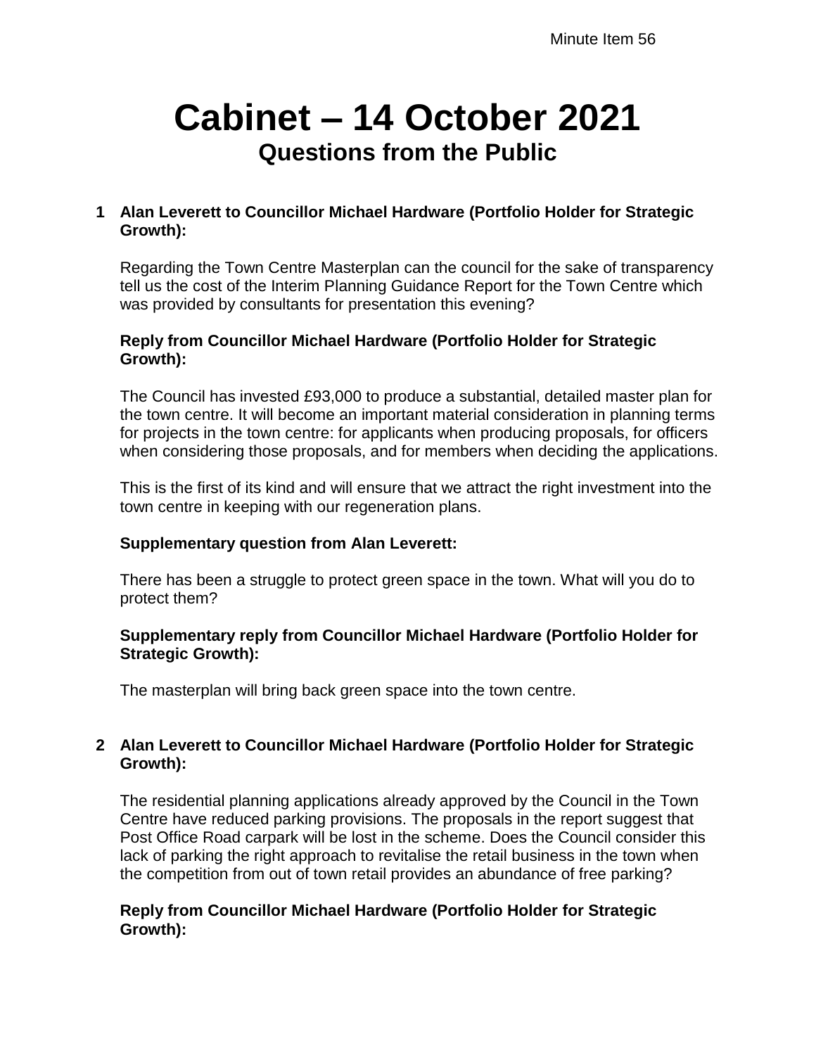Minute Item 56

# Cabinet – 14 October 2021
## Questions from the Public

**1 Alan Leverett to Councillor Michael Hardware (Portfolio Holder for Strategic Growth):**

Regarding the Town Centre Masterplan can the council for the sake of transparency tell us the cost of the Interim Planning Guidance Report for the Town Centre which was provided by consultants for presentation this evening?

**Reply from Councillor Michael Hardware (Portfolio Holder for Strategic Growth):**

The Council has invested £93,000 to produce a substantial, detailed master plan for the town centre. It will become an important material consideration in planning terms for projects in the town centre: for applicants when producing proposals, for officers when considering those proposals, and for members when deciding the applications.

This is the first of its kind and will ensure that we attract the right investment into the town centre in keeping with our regeneration plans.

**Supplementary question from Alan Leverett:**

There has been a struggle to protect green space in the town. What will you do to protect them?

**Supplementary reply from Councillor Michael Hardware (Portfolio Holder for Strategic Growth):**

The masterplan will bring back green space into the town centre.

**2 Alan Leverett to Councillor Michael Hardware (Portfolio Holder for Strategic Growth):**

The residential planning applications already approved by the Council in the Town Centre have reduced parking provisions. The proposals in the report suggest that Post Office Road carpark will be lost in the scheme. Does the Council consider this lack of parking the right approach to revitalise the retail business in the town when the competition from out of town retail provides an abundance of free parking?

**Reply from Councillor Michael Hardware (Portfolio Holder for Strategic Growth):**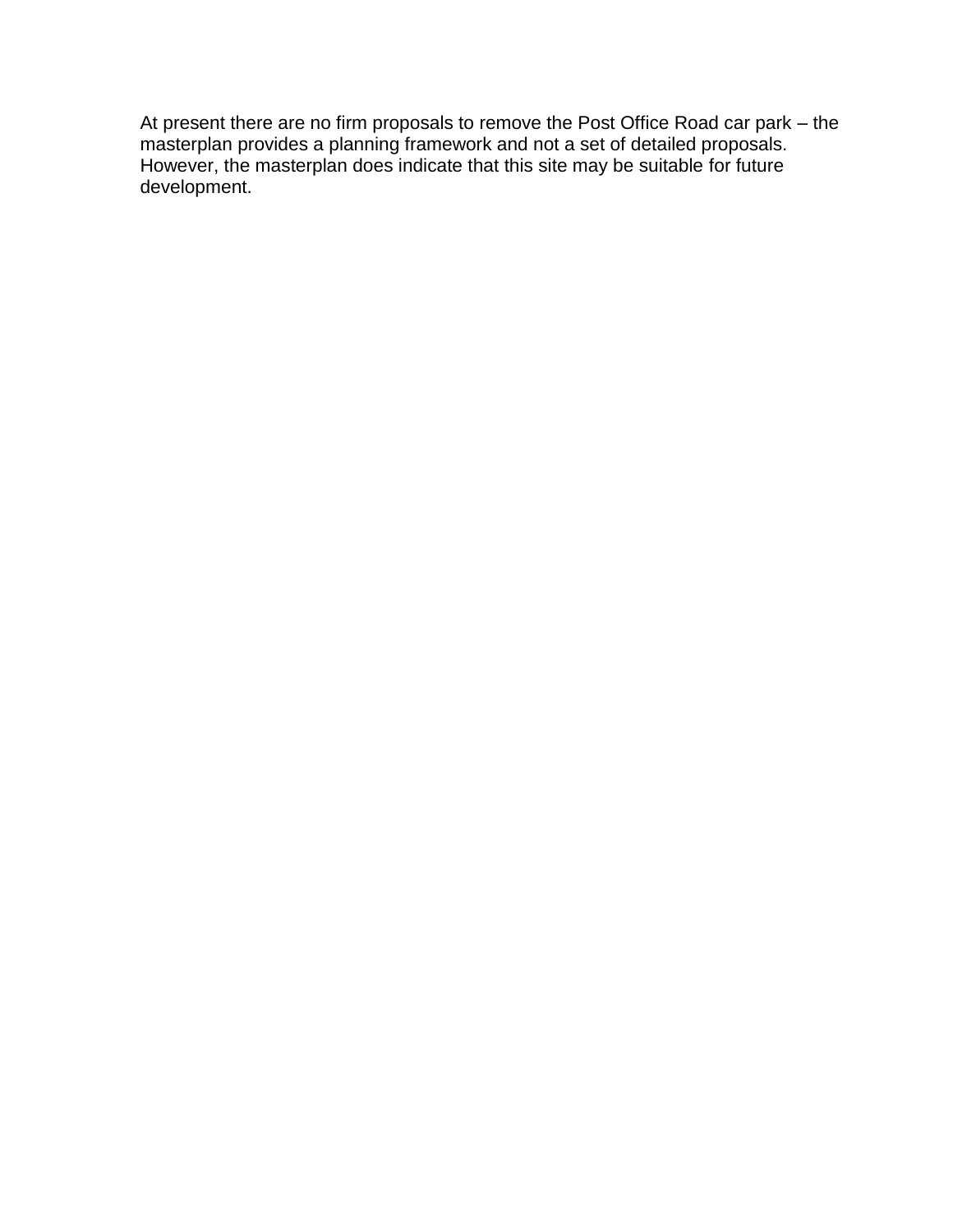At present there are no firm proposals to remove the Post Office Road car park – the masterplan provides a planning framework and not a set of detailed proposals. However, the masterplan does indicate that this site may be suitable for future development.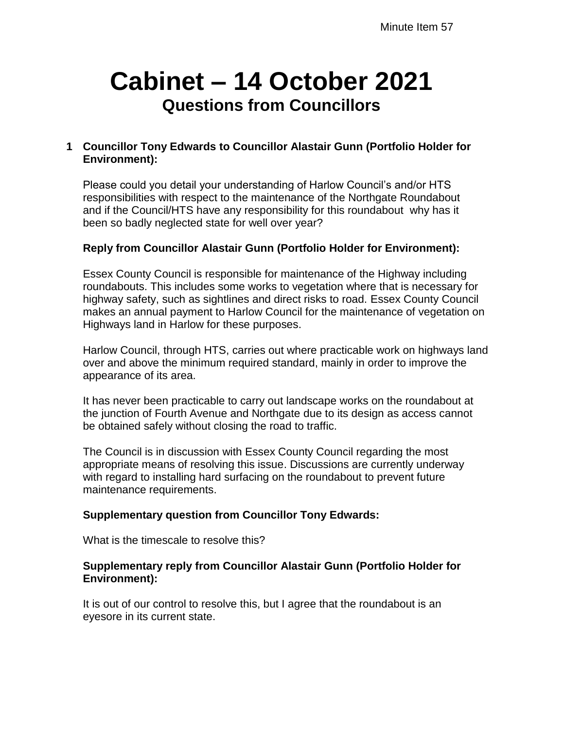Minute Item 57

# Cabinet – 14 October 2021

## Questions from Councillors

**1 Councillor Tony Edwards to Councillor Alastair Gunn (Portfolio Holder for Environment):**

Please could you detail your understanding of Harlow Council's and/or HTS responsibilities with respect to the maintenance of the Northgate Roundabout and if the Council/HTS have any responsibility for this roundabout why has it been so badly neglected state for well over year?

**Reply from Councillor Alastair Gunn (Portfolio Holder for Environment):**

Essex County Council is responsible for maintenance of the Highway including roundabouts. This includes some works to vegetation where that is necessary for highway safety, such as sightlines and direct risks to road. Essex County Council makes an annual payment to Harlow Council for the maintenance of vegetation on Highways land in Harlow for these purposes.

Harlow Council, through HTS, carries out where practicable work on highways land over and above the minimum required standard, mainly in order to improve the appearance of its area.

It has never been practicable to carry out landscape works on the roundabout at the junction of Fourth Avenue and Northgate due to its design as access cannot be obtained safely without closing the road to traffic.

The Council is in discussion with Essex County Council regarding the most appropriate means of resolving this issue. Discussions are currently underway with regard to installing hard surfacing on the roundabout to prevent future maintenance requirements.

**Supplementary question from Councillor Tony Edwards:**

What is the timescale to resolve this?

**Supplementary reply from Councillor Alastair Gunn (Portfolio Holder for Environment):**

It is out of our control to resolve this, but I agree that the roundabout is an eyesore in its current state.